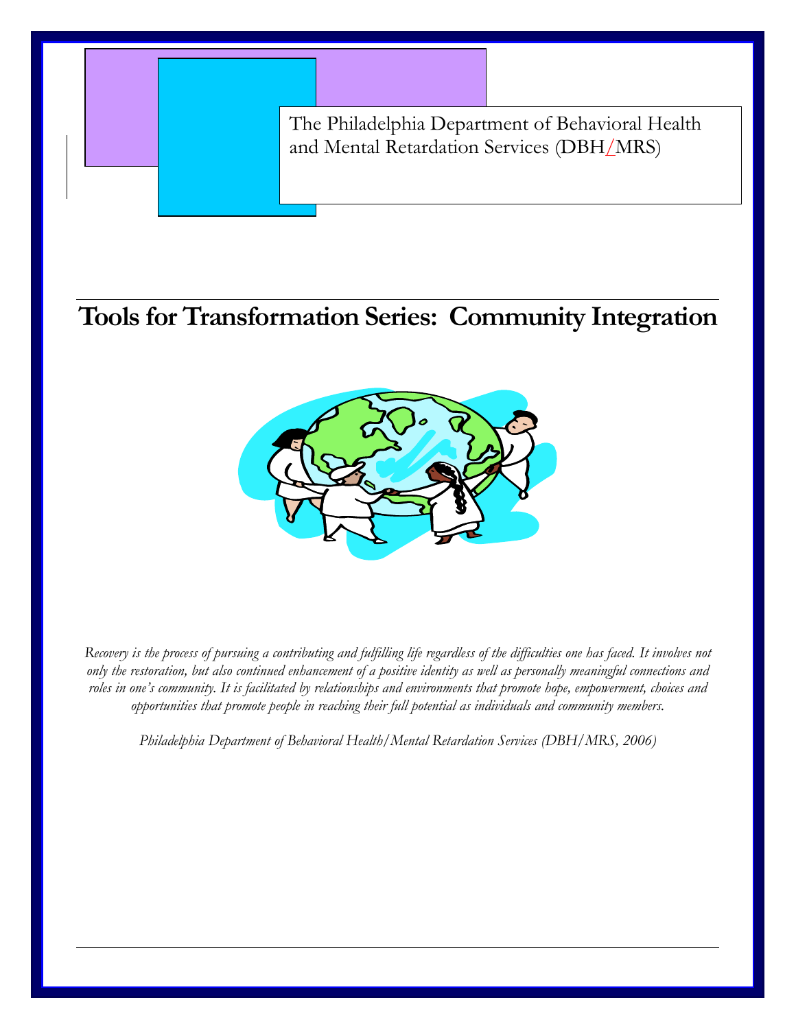The Philadelphia Department of Behavioral Health and Mental Retardation Services (DBH/MRS)

# Tools for Transformation Series: Community Integration

*Recovery is the process of pursuing a contributing and fulfilling life regardless of the difficulties one has faced. It involves not only the restoration, but also continued enhancement of a positive identity as well as personally meaningful connections and roles in one's community. It is facilitated by relationships and environments that promote hope, empowerment, choices and opportunities that promote people in reaching their full potential as individuals and community members.*

*Philadelphia Department of Behavioral Health/Mental Retardation Services (DBH/MRS, 2006)*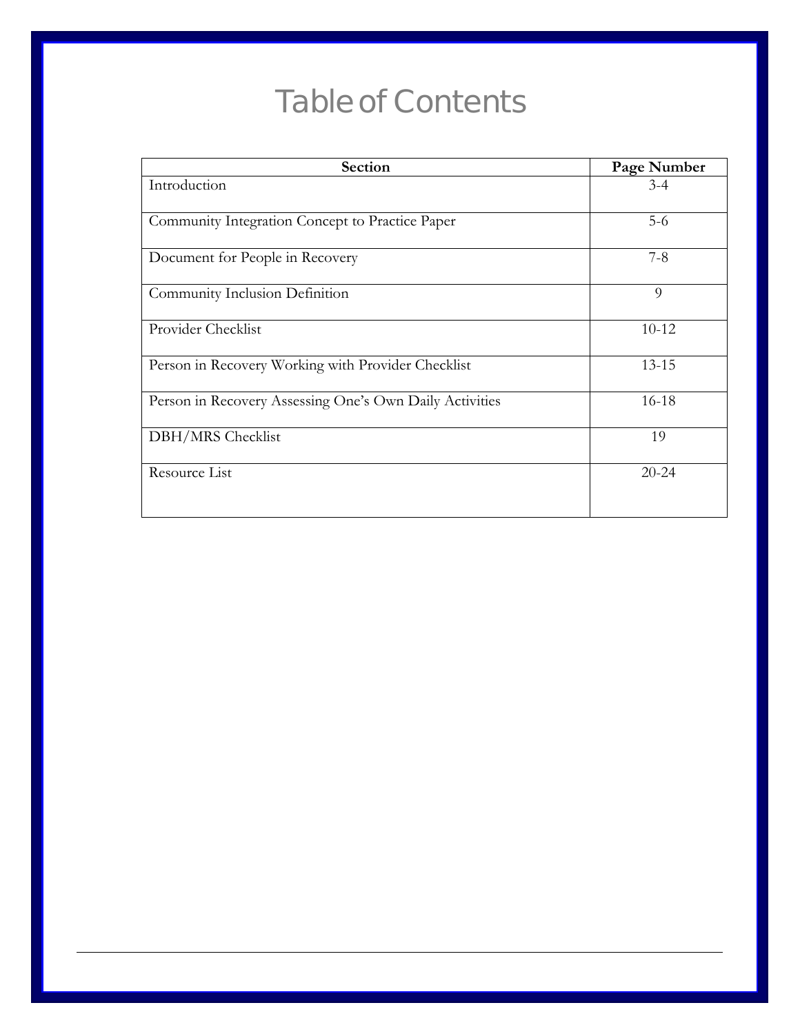# Table of Contents

| Section | Page Number |
|---|---|
| Introduction | 3-4 |
| Community Integration Concept to Practice Paper | 5-6 |
| Document for People in Recovery | 7-8 |
| Community Inclusion Definition | 9 |
| Provider Checklist | 10-12 |
| Person in Recovery Working with Provider Checklist | 13-15 |
| Person in Recovery Assessing One's Own Daily Activities | 16-18 |
| DBH/MRS Checklist | 19 |
| Resource List | 20-24 |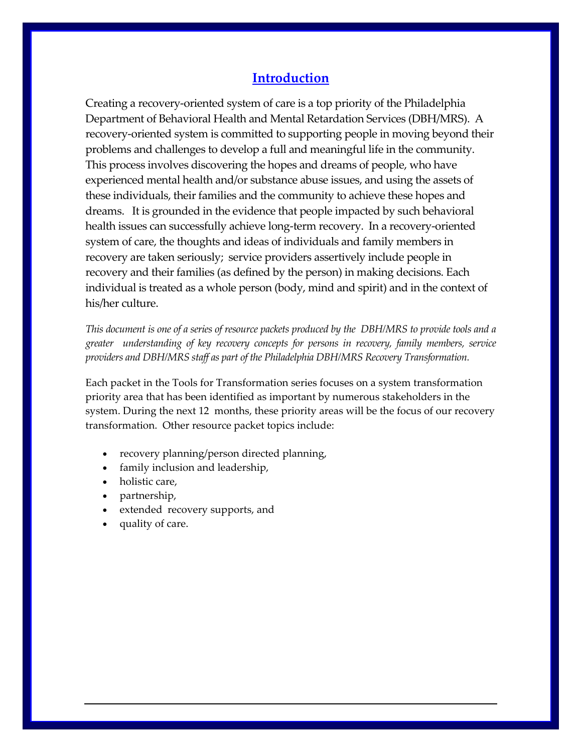# Introduction

Creating a recovery-oriented system of care is a top priority of the Philadelphia Department of Behavioral Health and Mental Retardation Services (DBH/MRS). A recovery-oriented system is committed to supporting people in moving beyond their problems and challenges to develop a full and meaningful life in the community. This process involves discovering the hopes and dreams of people, who have experienced mental health and/or substance abuse issues, and using the assets of these individuals, their families and the community to achieve these hopes and dreams. It is grounded in the evidence that people impacted by such behavioral health issues can successfully achieve long-term recovery. In a recovery-oriented system of care, the thoughts and ideas of individuals and family members in recovery are taken seriously; service providers assertively include people in recovery and their families (as defined by the person) in making decisions. Each individual is treated as a whole person (body, mind and spirit) and in the context of his/her culture.

*This document is one of a series of resource packets produced by the DBH/MRS to provide tools and a greater understanding of key recovery concepts for persons in recovery, family members, service providers and DBH/MRS staff as part of the Philadelphia DBH/MRS Recovery Transformation.*

Each packet in the Tools for Transformation series focuses on a system transformation priority area that has been identified as important by numerous stakeholders in the system. During the next 12 months, these priority areas will be the focus of our recovery transformation. Other resource packet topics include:

- recovery planning/person directed planning,
- family inclusion and leadership,
- holistic care,
- partnership,
- extended recovery supports, and
- quality of care.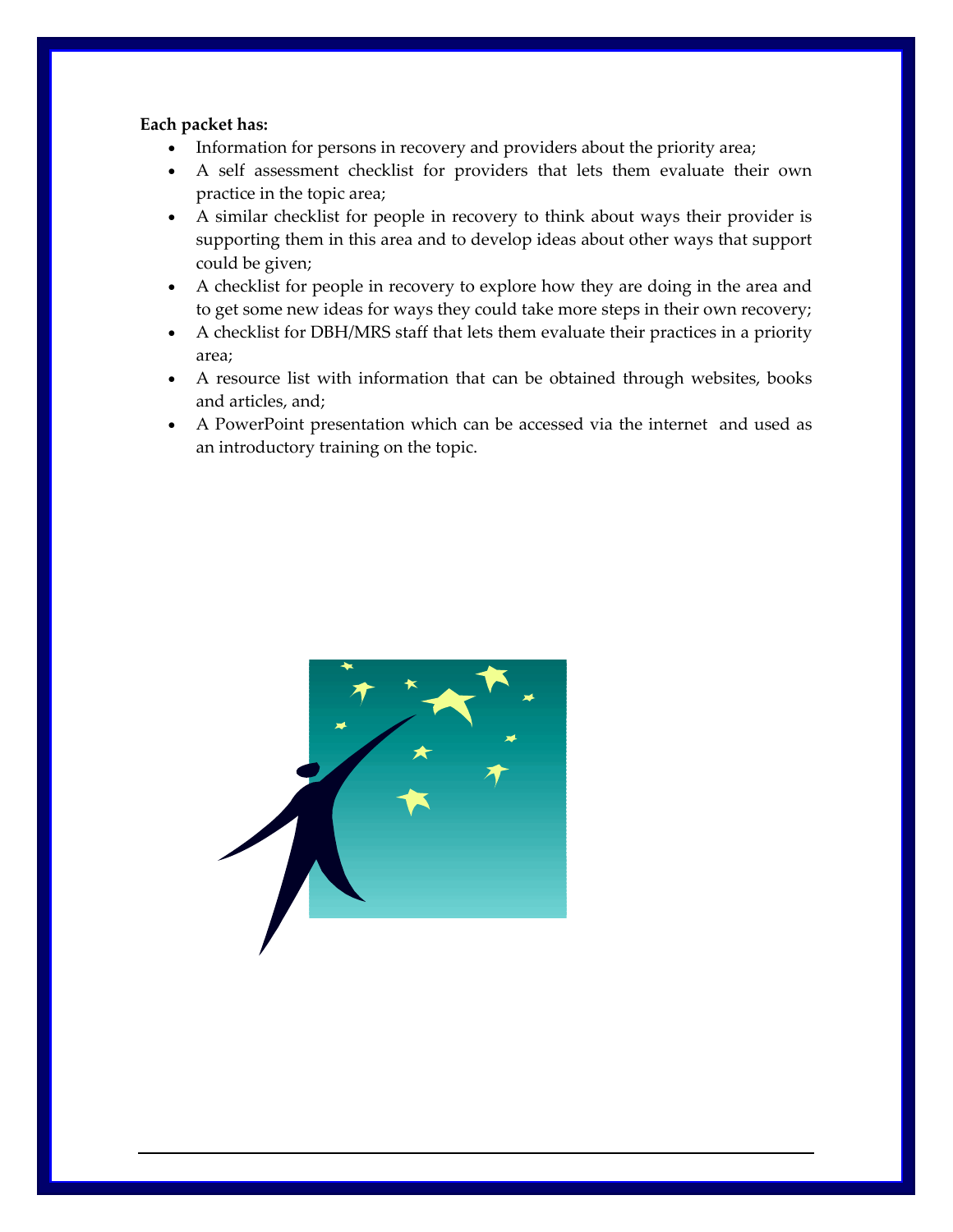**Each packet has:**

- Information for persons in recovery and providers about the priority area;
- A self assessment checklist for providers that lets them evaluate their own practice in the topic area;
- A similar checklist for people in recovery to think about ways their provider is supporting them in this area and to develop ideas about other ways that support could be given;
- A checklist for people in recovery to explore how they are doing in the area and to get some new ideas for ways they could take more steps in their own recovery;
- A checklist for DBH/MRS staff that lets them evaluate their practices in a priority area;
- A resource list with information that can be obtained through websites, books and articles, and;
- A PowerPoint presentation which can be accessed via the internet and used as an introductory training on the topic.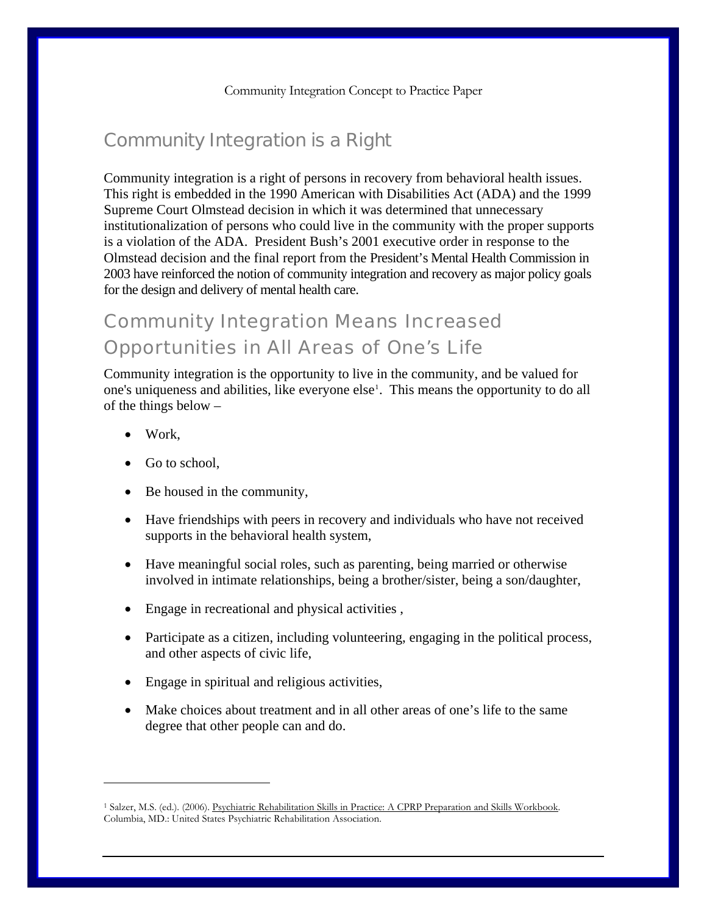## Community Integration is a Right

Community integration is a right of persons in recovery from behavioral health issues. This right is embedded in the 1990 American with Disabilities Act (ADA) and the 1999 Supreme Court Olmstead decision in which it was determined that unnecessary institutionalization of persons who could live in the community with the proper supports is a violation of the ADA. President Bush's 2001 executive order in response to the Olmstead decision and the final report from the President's Mental Health Commission in 2003 have reinforced the notion of community integration and recovery as major policy goals for the design and delivery of mental health care.

## Community Integration Means Increased Opportunities in All Areas of One's Life

Community integration is the opportunity to live in the community, and be valued for one's uniqueness and abilities, like everyone else[1]. This means the opportunity to do all of the things below –

- Work,
- Go to school,
- Be housed in the community,
- Have friendships with peers in recovery and individuals who have not received supports in the behavioral health system,
- Have meaningful social roles, such as parenting, being married or otherwise involved in intimate relationships, being a brother/sister, being a son/daughter,
- Engage in recreational and physical activities ,
- Participate as a citizen, including volunteering, engaging in the political process, and other aspects of civic life,
- Engage in spiritual and religious activities,
- Make choices about treatment and in all other areas of one's life to the same degree that other people can and do.

---

[1] Salzer, M.S. (ed.). (2006). Psychiatric Rehabilitation Skills in Practice: A CPRP Preparation and Skills Workbook. Columbia, MD.: United States Psychiatric Rehabilitation Association.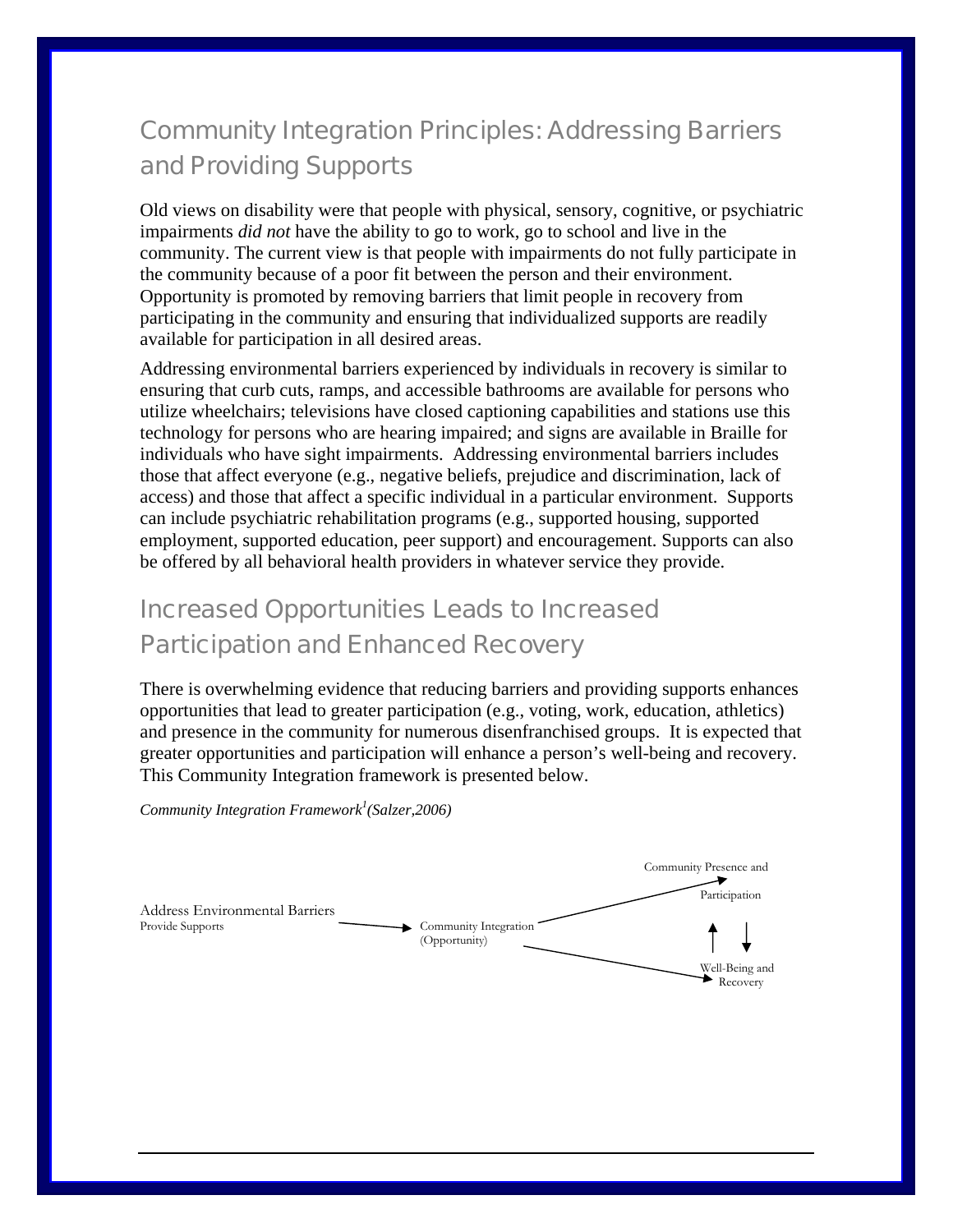## Community Integration Principles: Addressing Barriers and Providing Supports

Old views on disability were that people with physical, sensory, cognitive, or psychiatric impairments *did not* have the ability to go to work, go to school and live in the community. The current view is that people with impairments do not fully participate in the community because of a poor fit between the person and their environment. Opportunity is promoted by removing barriers that limit people in recovery from participating in the community and ensuring that individualized supports are readily available for participation in all desired areas.

Addressing environmental barriers experienced by individuals in recovery is similar to ensuring that curb cuts, ramps, and accessible bathrooms are available for persons who utilize wheelchairs; televisions have closed captioning capabilities and stations use this technology for persons who are hearing impaired; and signs are available in Braille for individuals who have sight impairments. Addressing environmental barriers includes those that affect everyone (e.g., negative beliefs, prejudice and discrimination, lack of access) and those that affect a specific individual in a particular environment. Supports can include psychiatric rehabilitation programs (e.g., supported housing, supported employment, supported education, peer support) and encouragement. Supports can also be offered by all behavioral health providers in whatever service they provide.

## Increased Opportunities Leads to Increased Participation and Enhanced Recovery

There is overwhelming evidence that reducing barriers and providing supports enhances opportunities that lead to greater participation (e.g., voting, work, education, athletics) and presence in the community for numerous disenfranchised groups. It is expected that greater opportunities and participation will enhance a person's well-being and recovery. This Community Integration framework is presented below.

*Community Integration Framework[1] (Salzer,2006)*

Address Environmental Barriers
Provide Supports → Community Integration (Opportunity) → Community Presence and Participation ↑↓ Well-Being and Recovery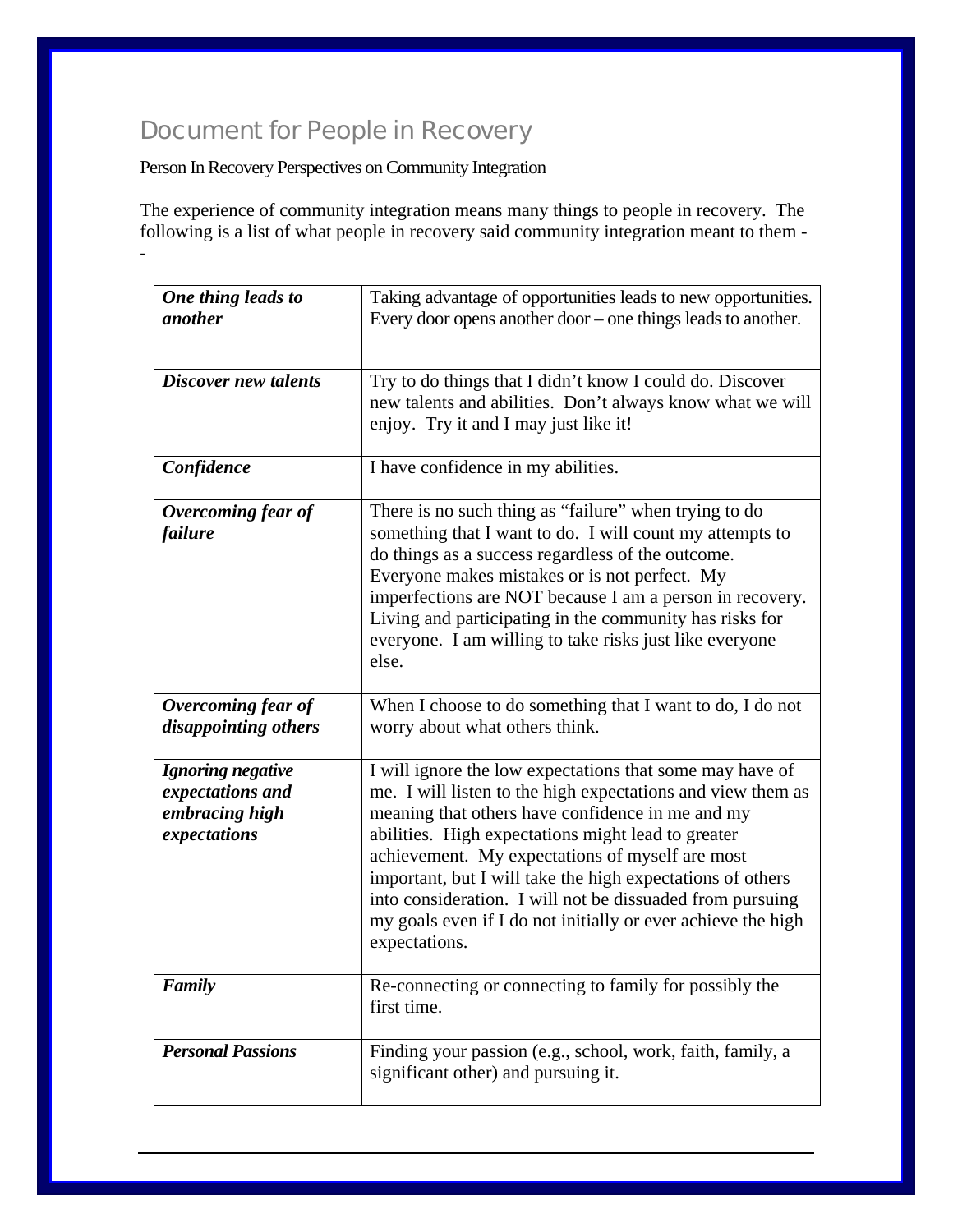# Document for People in Recovery

Person In Recovery Perspectives on Community Integration

The experience of community integration means many things to people in recovery. The following is a list of what people in recovery said community integration meant to them --

| | |
|---|---|
| ***One thing leads to another*** | Taking advantage of opportunities leads to new opportunities. Every door opens another door – one things leads to another. |
| ***Discover new talents*** | Try to do things that I didn't know I could do. Discover new talents and abilities. Don't always know what we will enjoy. Try it and I may just like it! |
| ***Confidence*** | I have confidence in my abilities. |
| ***Overcoming fear of failure*** | There is no such thing as "failure" when trying to do something that I want to do. I will count my attempts to do things as a success regardless of the outcome. Everyone makes mistakes or is not perfect. My imperfections are NOT because I am a person in recovery. Living and participating in the community has risks for everyone. I am willing to take risks just like everyone else. |
| ***Overcoming fear of disappointing others*** | When I choose to do something that I want to do, I do not worry about what others think. |
| ***Ignoring negative expectations and embracing high expectations*** | I will ignore the low expectations that some may have of me. I will listen to the high expectations and view them as meaning that others have confidence in me and my abilities. High expectations might lead to greater achievement. My expectations of myself are most important, but I will take the high expectations of others into consideration. I will not be dissuaded from pursuing my goals even if I do not initially or ever achieve the high expectations. |
| ***Family*** | Re-connecting or connecting to family for possibly the first time. |
| ***Personal Passions*** | Finding your passion (e.g., school, work, faith, family, a significant other) and pursuing it. |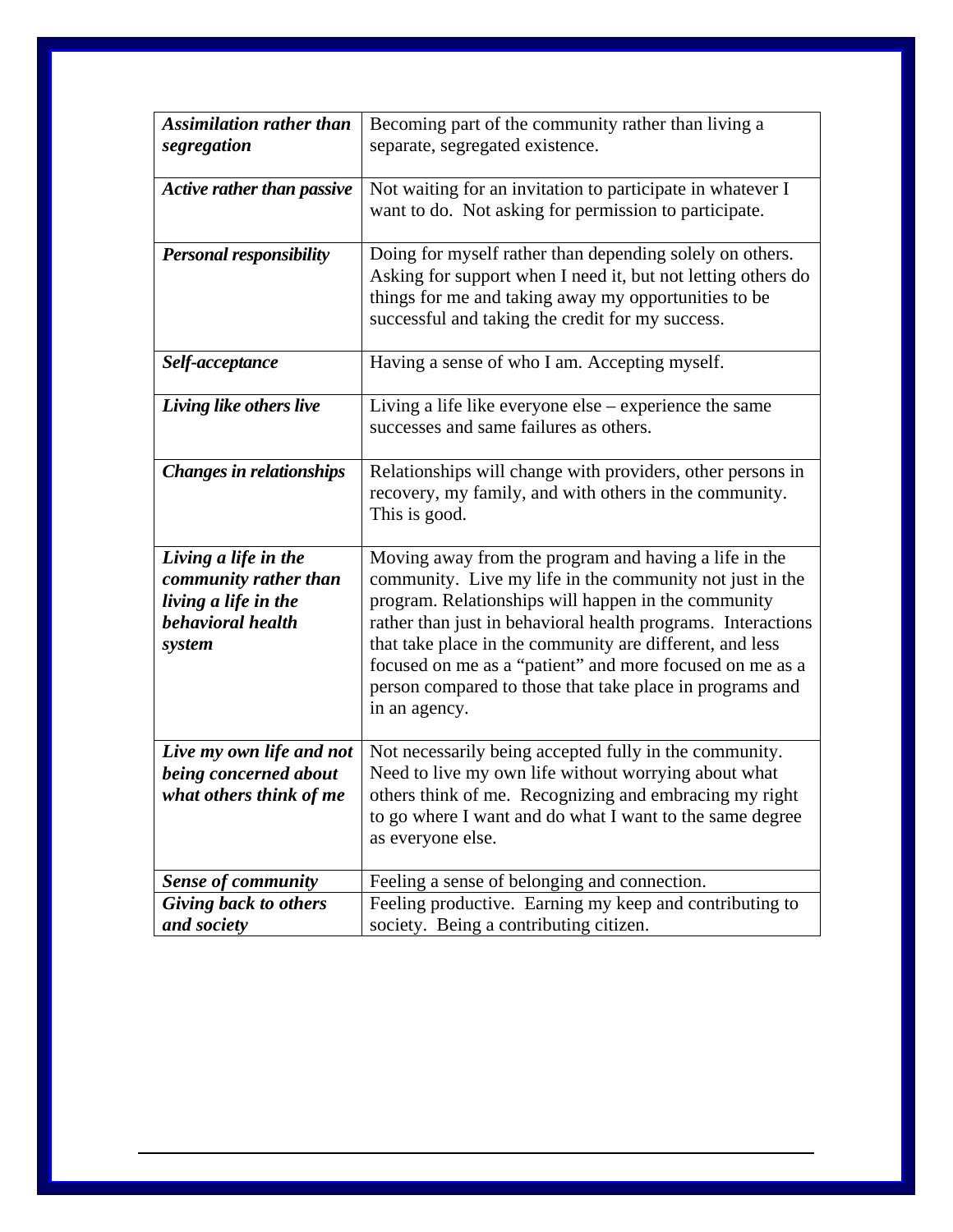| | |
|---|---|
| ***Assimilation rather than segregation*** | Becoming part of the community rather than living a separate, segregated existence. |
| ***Active rather than passive*** | Not waiting for an invitation to participate in whatever I want to do. Not asking for permission to participate. |
| ***Personal responsibility*** | Doing for myself rather than depending solely on others. Asking for support when I need it, but not letting others do things for me and taking away my opportunities to be successful and taking the credit for my success. |
| ***Self-acceptance*** | Having a sense of who I am. Accepting myself. |
| ***Living like others live*** | Living a life like everyone else – experience the same successes and same failures as others. |
| ***Changes in relationships*** | Relationships will change with providers, other persons in recovery, my family, and with others in the community. This is good. |
| ***Living a life in the community rather than living a life in the behavioral health system*** | Moving away from the program and having a life in the community. Live my life in the community not just in the program. Relationships will happen in the community rather than just in behavioral health programs. Interactions that take place in the community are different, and less focused on me as a "patient" and more focused on me as a person compared to those that take place in programs and in an agency. |
| ***Live my own life and not being concerned about what others think of me*** | Not necessarily being accepted fully in the community. Need to live my own life without worrying about what others think of me. Recognizing and embracing my right to go where I want and do what I want to the same degree as everyone else. |
| ***Sense of community*** | Feeling a sense of belonging and connection. |
| ***Giving back to others and society*** | Feeling productive. Earning my keep and contributing to society. Being a contributing citizen. |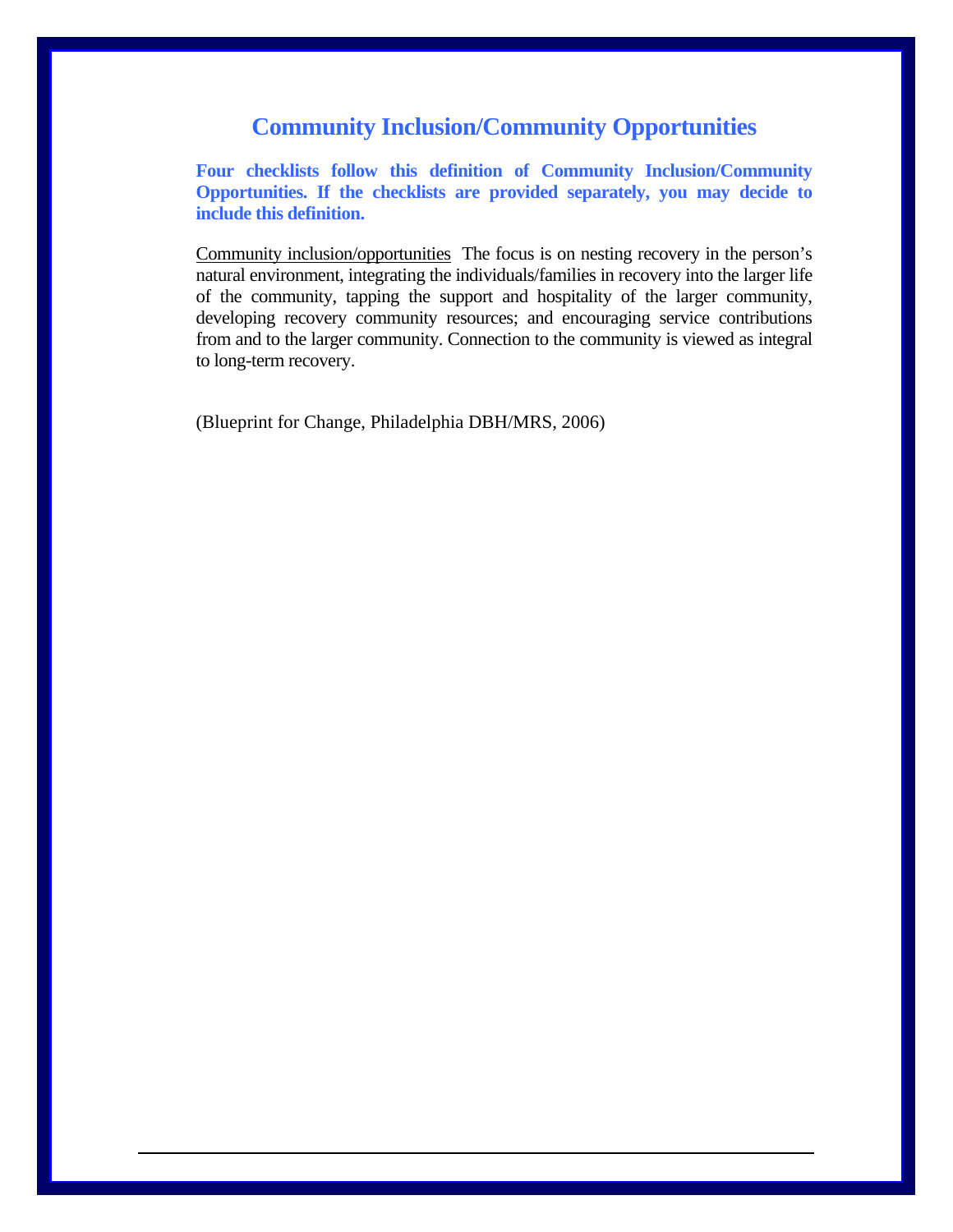# Community Inclusion/Community Opportunities

**Four checklists follow this definition of Community Inclusion/Community Opportunities. If the checklists are provided separately, you may decide to include this definition.**

<u>Community inclusion/opportunities</u>  The focus is on nesting recovery in the person's natural environment, integrating the individuals/families in recovery into the larger life of the community, tapping the support and hospitality of the larger community, developing recovery community resources; and encouraging service contributions from and to the larger community. Connection to the community is viewed as integral to long-term recovery.

(Blueprint for Change, Philadelphia DBH/MRS, 2006)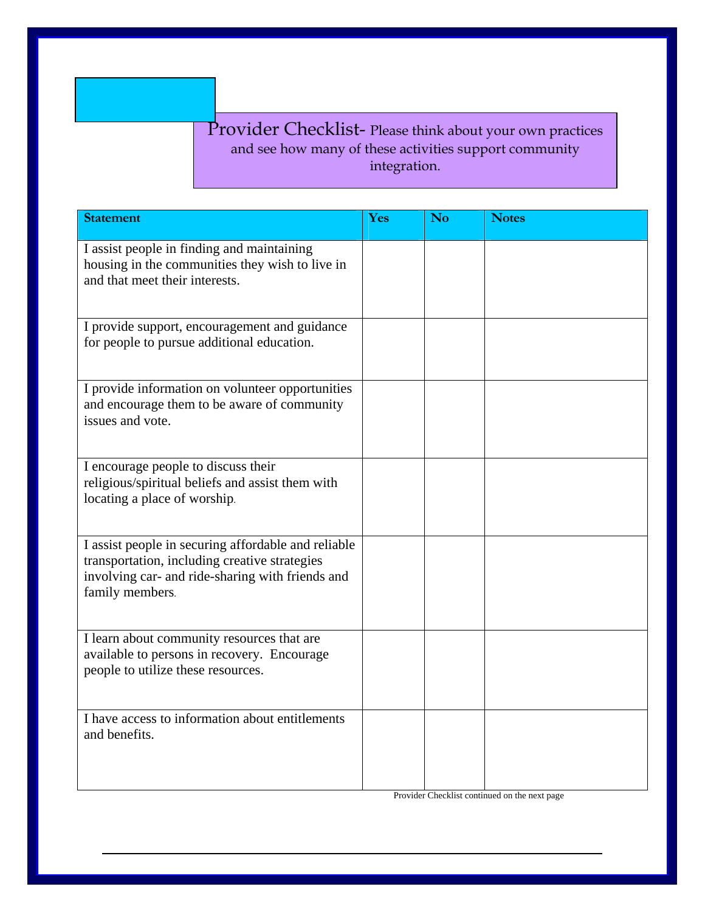**Provider Checklist-** Please think about your own practices and see how many of these activities support community integration.

| Statement | Yes | No | Notes |
|---|---|---|---|
| I assist people in finding and maintaining housing in the communities they wish to live in and that meet their interests. | | | |
| I provide support, encouragement and guidance for people to pursue additional education. | | | |
| I provide information on volunteer opportunities and encourage them to be aware of community issues and vote. | | | |
| I encourage people to discuss their religious/spiritual beliefs and assist them with locating a place of worship. | | | |
| I assist people in securing affordable and reliable transportation, including creative strategies involving car- and ride-sharing with friends and family members. | | | |
| I learn about community resources that are available to persons in recovery. Encourage people to utilize these resources. | | | |
| I have access to information about entitlements and benefits. | | | |

Provider Checklist continued on the next page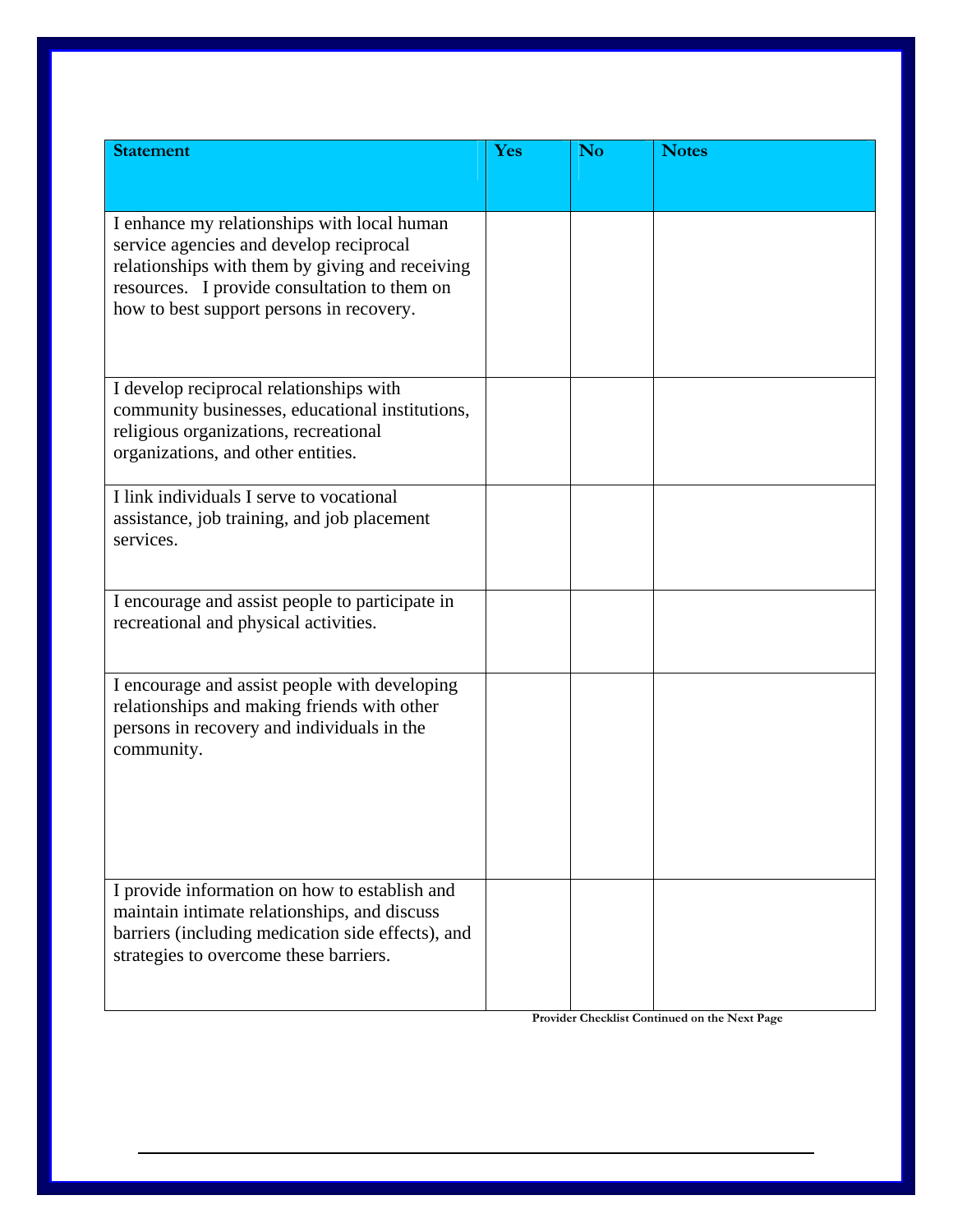| Statement | Yes | No | Notes |
|---|---|---|---|
| I enhance my relationships with local human service agencies and develop reciprocal relationships with them by giving and receiving resources. I provide consultation to them on how to best support persons in recovery. | | | |
| I develop reciprocal relationships with community businesses, educational institutions, religious organizations, recreational organizations, and other entities. | | | |
| I link individuals I serve to vocational assistance, job training, and job placement services. | | | |
| I encourage and assist people to participate in recreational and physical activities. | | | |
| I encourage and assist people with developing relationships and making friends with other persons in recovery and individuals in the community. | | | |
| I provide information on how to establish and maintain intimate relationships, and discuss barriers (including medication side effects), and strategies to overcome these barriers. | | | |

**Provider Checklist Continued on the Next Page**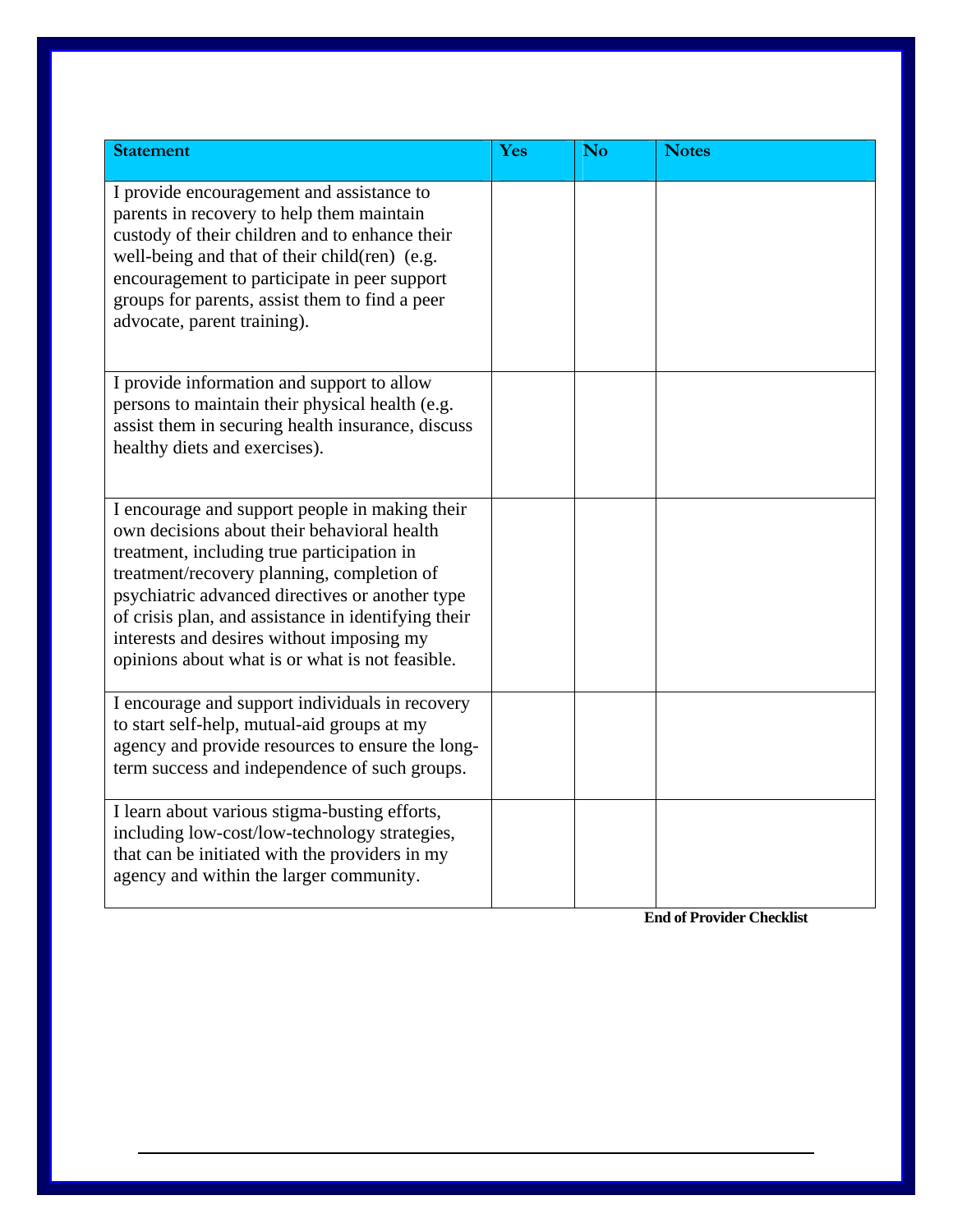| Statement | Yes | No | Notes |
|---|---|---|---|
| I provide encouragement and assistance to parents in recovery to help them maintain custody of their children and to enhance their well-being and that of their child(ren) (e.g. encouragement to participate in peer support groups for parents, assist them to find a peer advocate, parent training). | | | |
| I provide information and support to allow persons to maintain their physical health (e.g. assist them in securing health insurance, discuss healthy diets and exercises). | | | |
| I encourage and support people in making their own decisions about their behavioral health treatment, including true participation in treatment/recovery planning, completion of psychiatric advanced directives or another type of crisis plan, and assistance in identifying their interests and desires without imposing my opinions about what is or what is not feasible. | | | |
| I encourage and support individuals in recovery to start self-help, mutual-aid groups at my agency and provide resources to ensure the long-term success and independence of such groups. | | | |
| I learn about various stigma-busting efforts, including low-cost/low-technology strategies, that can be initiated with the providers in my agency and within the larger community. | | | |

**End of Provider Checklist**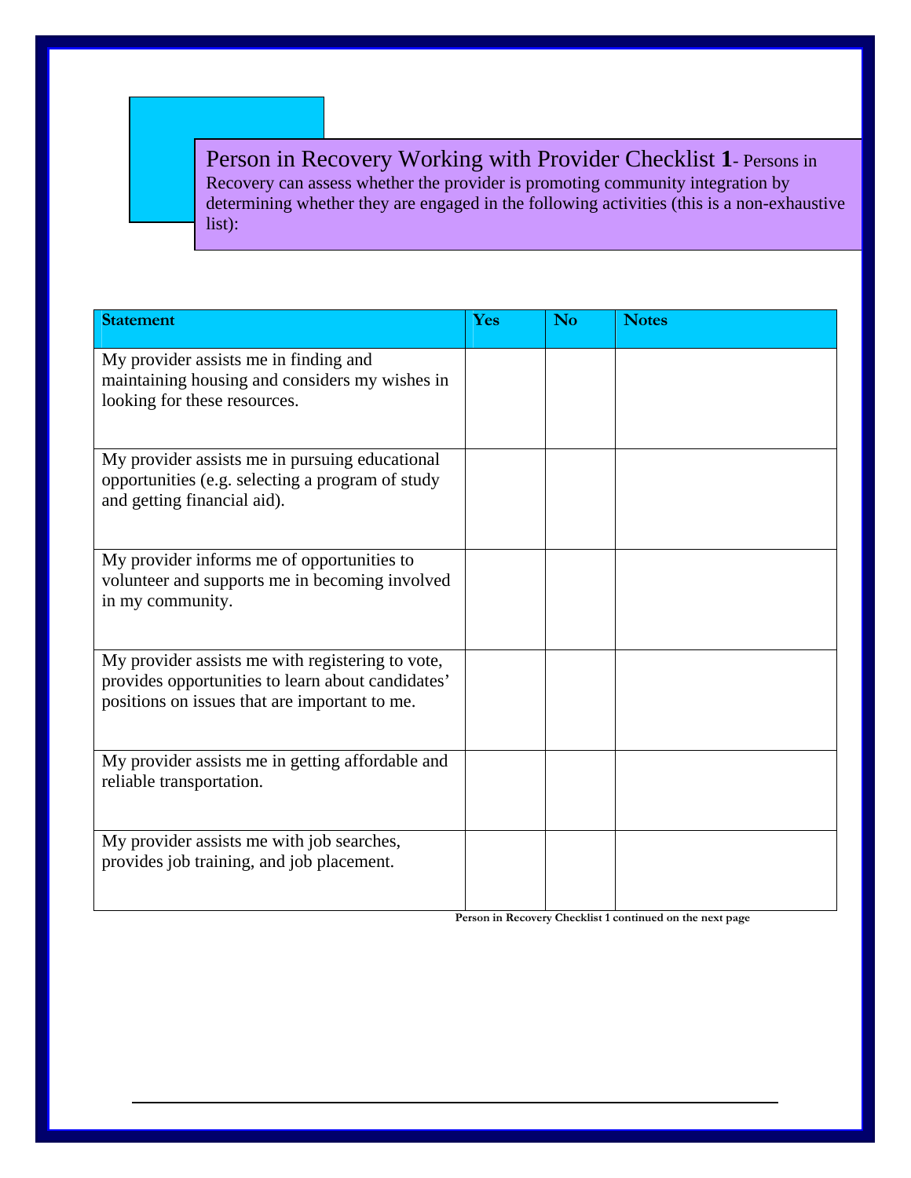## Person in Recovery Working with Provider Checklist **1**- Persons in Recovery can assess whether the provider is promoting community integration by determining whether they are engaged in the following activities (this is a non-exhaustive list):

| **Statement** | **Yes** | **No** | **Notes** |
|---|---|---|---|
| My provider assists me in finding and maintaining housing and considers my wishes in looking for these resources. | | | |
| My provider assists me in pursuing educational opportunities (e.g. selecting a program of study and getting financial aid). | | | |
| My provider informs me of opportunities to volunteer and supports me in becoming involved in my community. | | | |
| My provider assists me with registering to vote, provides opportunities to learn about candidates' positions on issues that are important to me. | | | |
| My provider assists me in getting affordable and reliable transportation. | | | |
| My provider assists me with job searches, provides job training, and job placement. | | | |

**Person in Recovery Checklist 1 continued on the next page**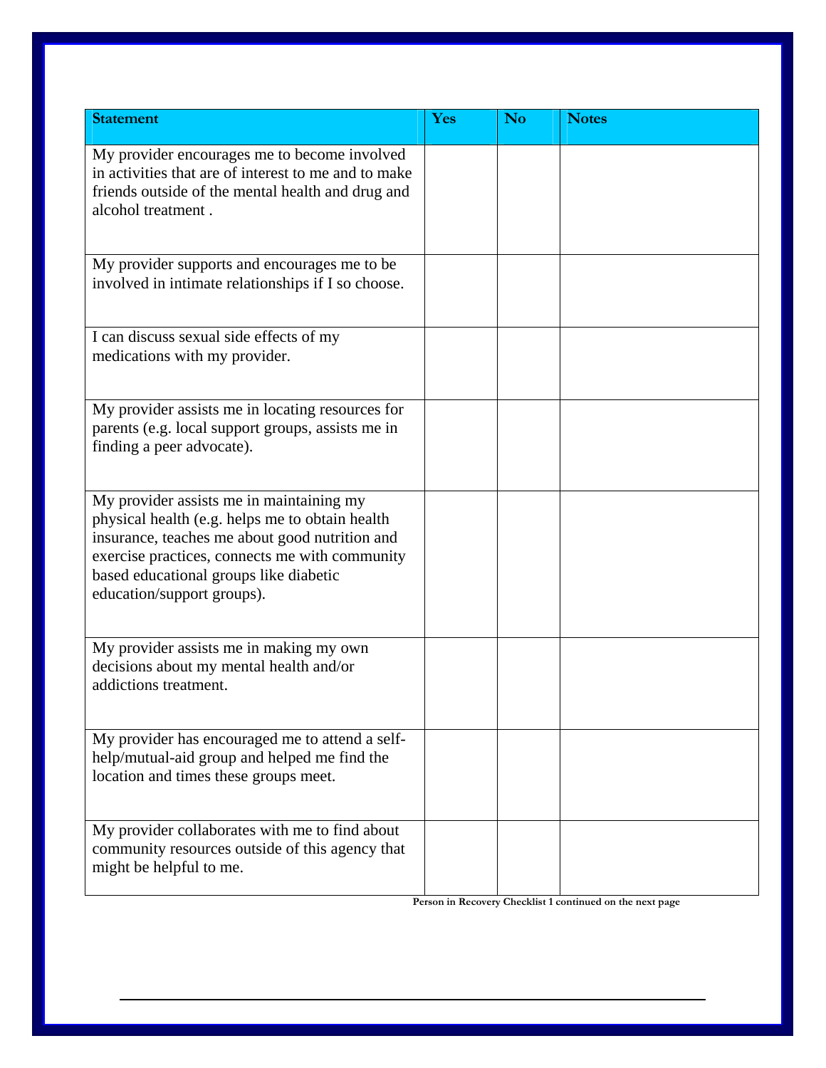| Statement | Yes | No | Notes |
|---|---|---|---|
| My provider encourages me to become involved in activities that are of interest to me and to make friends outside of the mental health and drug and alcohol treatment . | | | |
| My provider supports and encourages me to be involved in intimate relationships if I so choose. | | | |
| I can discuss sexual side effects of my medications with my provider. | | | |
| My provider assists me in locating resources for parents (e.g. local support groups, assists me in finding a peer advocate). | | | |
| My provider assists me in maintaining my physical health (e.g. helps me to obtain health insurance, teaches me about good nutrition and exercise practices, connects me with community based educational groups like diabetic education/support groups). | | | |
| My provider assists me in making my own decisions about my mental health and/or addictions treatment. | | | |
| My provider has encouraged me to attend a self-help/mutual-aid group and helped me find the location and times these groups meet. | | | |
| My provider collaborates with me to find about community resources outside of this agency that might be helpful to me. | | | |

**Person in Recovery Checklist 1 continued on the next page**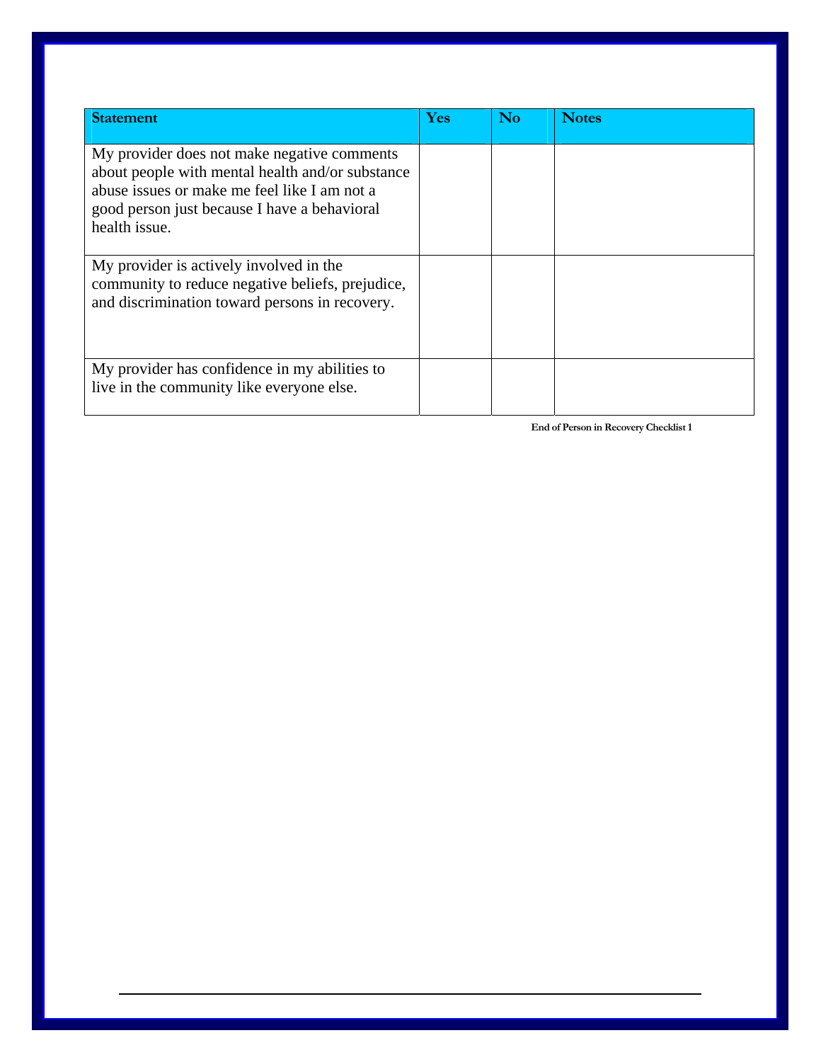| Statement | Yes | No | Notes |
|---|---|---|---|
| My provider does not make negative comments about people with mental health and/or substance abuse issues or make me feel like I am not a good person just because I have a behavioral health issue. | | | |
| My provider is actively involved in the community to reduce negative beliefs, prejudice, and discrimination toward persons in recovery. | | | |
| My provider has confidence in my abilities to live in the community like everyone else. | | | |

**End of Person in Recovery Checklist 1**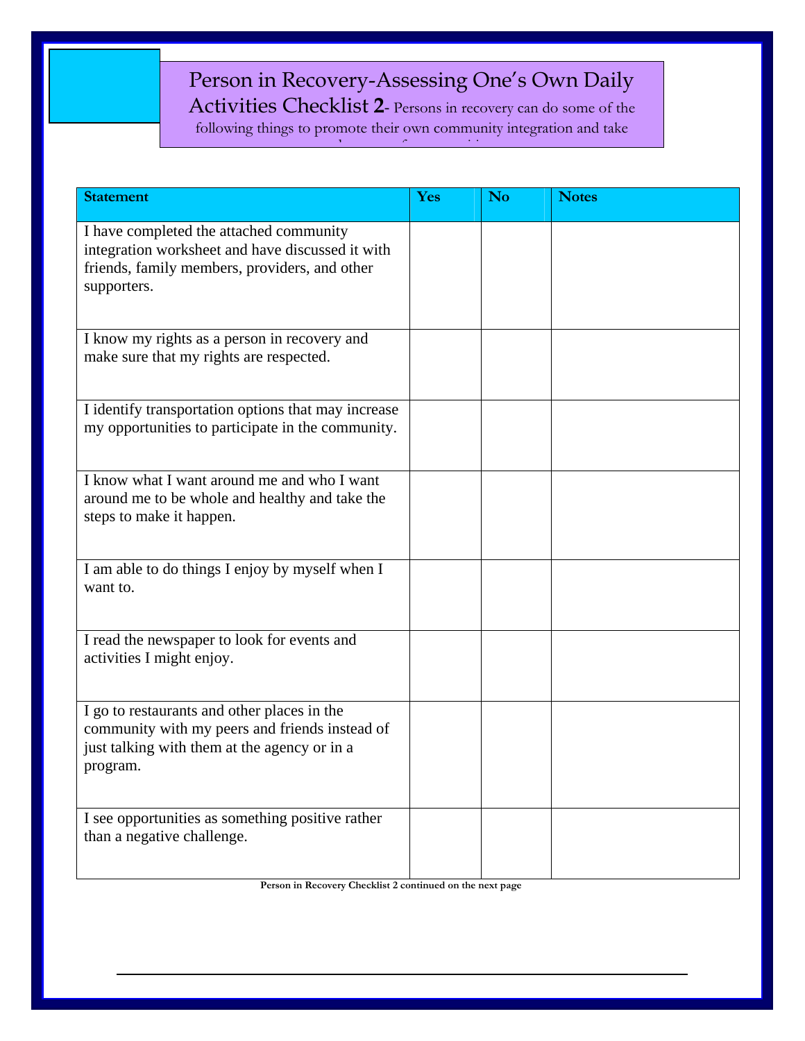# Person in Recovery-Assessing One's Own Daily Activities Checklist 2

- Persons in recovery can do some of the following things to promote their own community integration and take

| Statement | Yes | No | Notes |
|---|---|---|---|
| I have completed the attached community integration worksheet and have discussed it with friends, family members, providers, and other supporters. | | | |
| I know my rights as a person in recovery and make sure that my rights are respected. | | | |
| I identify transportation options that may increase my opportunities to participate in the community. | | | |
| I know what I want around me and who I want around me to be whole and healthy and take the steps to make it happen. | | | |
| I am able to do things I enjoy by myself when I want to. | | | |
| I read the newspaper to look for events and activities I might enjoy. | | | |
| I go to restaurants and other places in the community with my peers and friends instead of just talking with them at the agency or in a program. | | | |
| I see opportunities as something positive rather than a negative challenge. | | | |

**Person in Recovery Checklist 2 continued on the next page**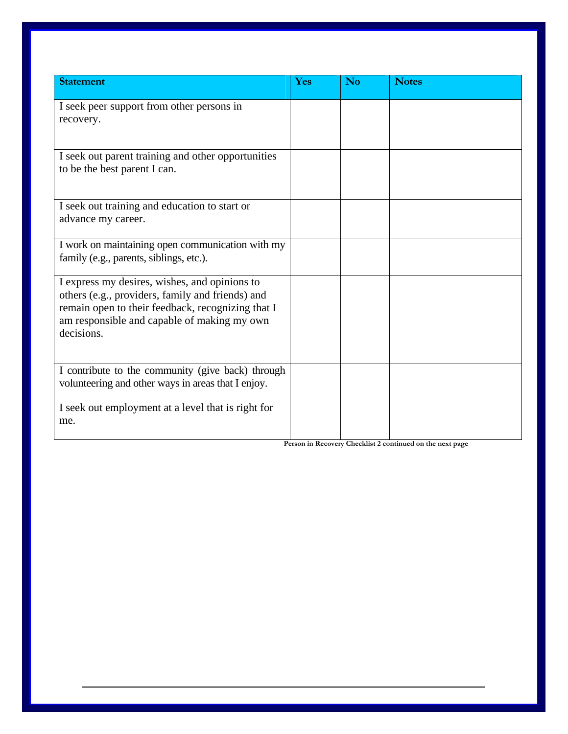| Statement | Yes | No | Notes |
|---|---|---|---|
| I seek peer support from other persons in recovery. | | | |
| I seek out parent training and other opportunities to be the best parent I can. | | | |
| I seek out training and education to start or advance my career. | | | |
| I work on maintaining open communication with my family (e.g., parents, siblings, etc.). | | | |
| I express my desires, wishes, and opinions to others (e.g., providers, family and friends) and remain open to their feedback, recognizing that I am responsible and capable of making my own decisions. | | | |
| I contribute to the community (give back) through volunteering and other ways in areas that I enjoy. | | | |
| I seek out employment at a level that is right for me. | | | |

**Person in Recovery Checklist 2 continued on the next page**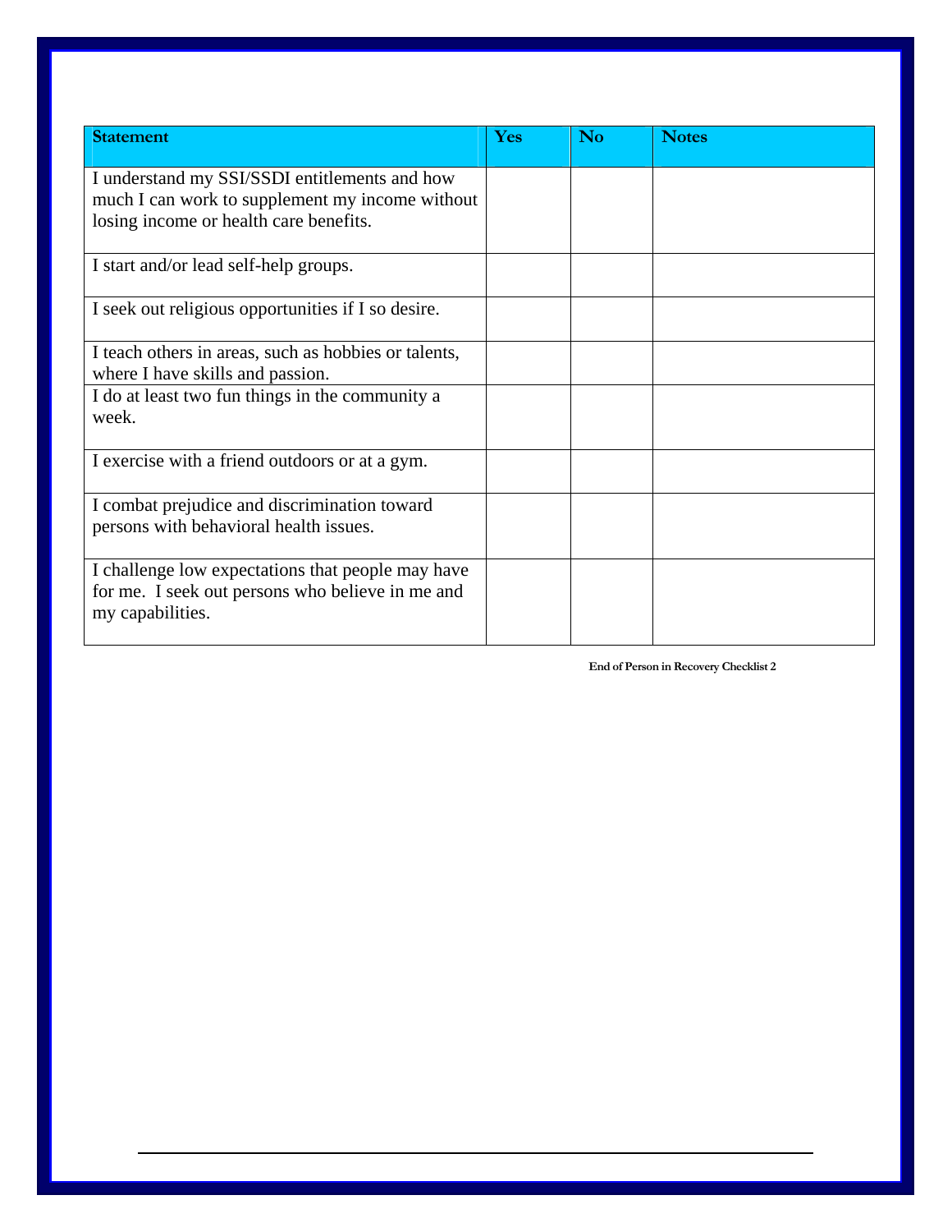| Statement | Yes | No | Notes |
| --- | --- | --- | --- |
| I understand my SSI/SSDI entitlements and how much I can work to supplement my income without losing income or health care benefits. | | | |
| I start and/or lead self-help groups. | | | |
| I seek out religious opportunities if I so desire. | | | |
| I teach others in areas, such as hobbies or talents, where I have skills and passion. | | | |
| I do at least two fun things in the community a week. | | | |
| I exercise with a friend outdoors or at a gym. | | | |
| I combat prejudice and discrimination toward persons with behavioral health issues. | | | |
| I challenge low expectations that people may have for me. I seek out persons who believe in me and my capabilities. | | | |

**End of Person in Recovery Checklist 2**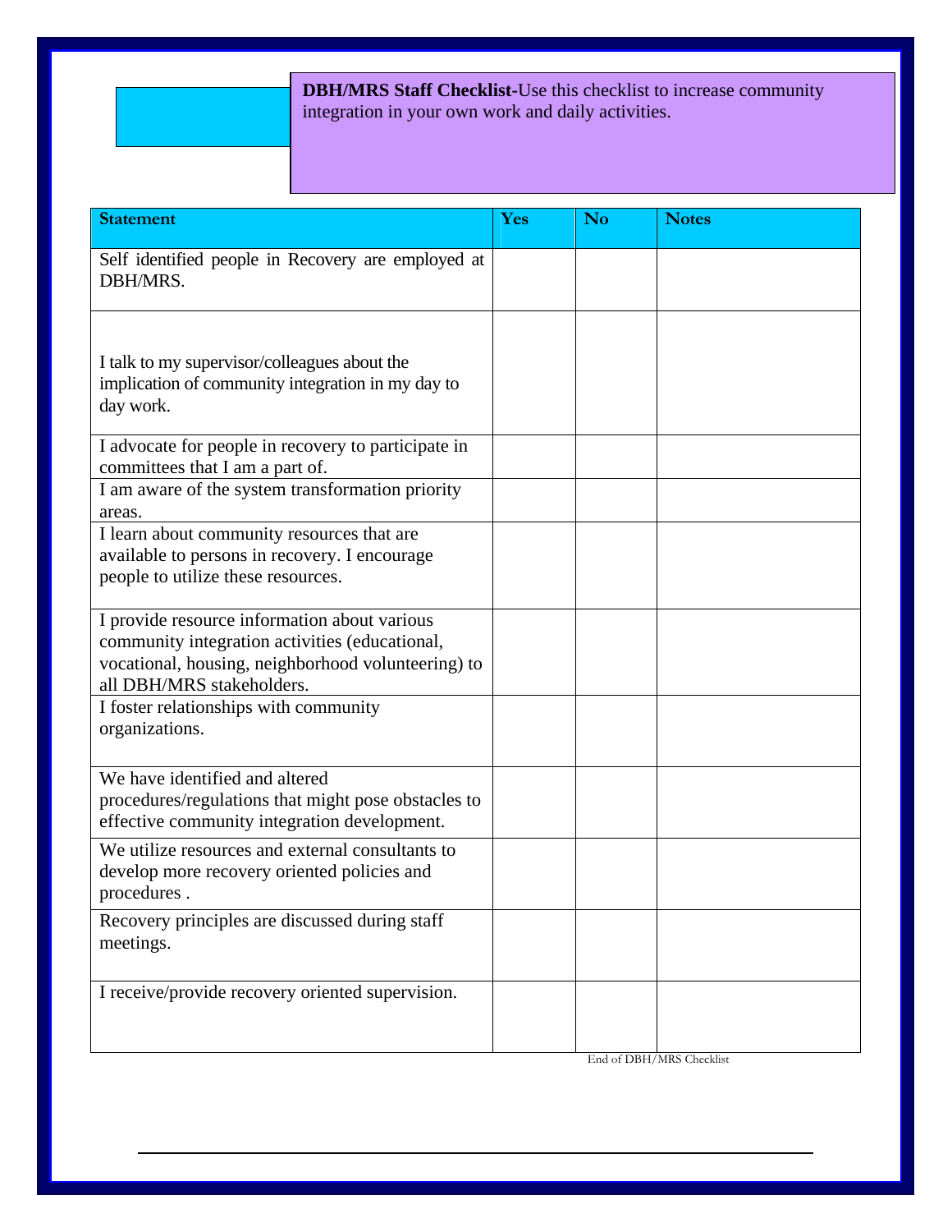**DBH/MRS Staff Checklist**-Use this checklist to increase community integration in your own work and daily activities.

| Statement | Yes | No | Notes |
|---|---|---|---|
| Self identified people in Recovery are employed at DBH/MRS. | | | |
| I talk to my supervisor/colleagues about the implication of community integration in my day to day work. | | | |
| I advocate for people in recovery to participate in committees that I am a part of. | | | |
| I am aware of the system transformation priority areas. | | | |
| I learn about community resources that are available to persons in recovery. I encourage people to utilize these resources. | | | |
| I provide resource information about various community integration activities (educational, vocational, housing, neighborhood volunteering) to all DBH/MRS stakeholders. | | | |
| I foster relationships with community organizations. | | | |
| We have identified and altered procedures/regulations that might pose obstacles to effective community integration development. | | | |
| We utilize resources and external consultants to develop more recovery oriented policies and procedures . | | | |
| Recovery principles are discussed during staff meetings. | | | |
| I receive/provide recovery oriented supervision. | | | |

End of DBH/MRS Checklist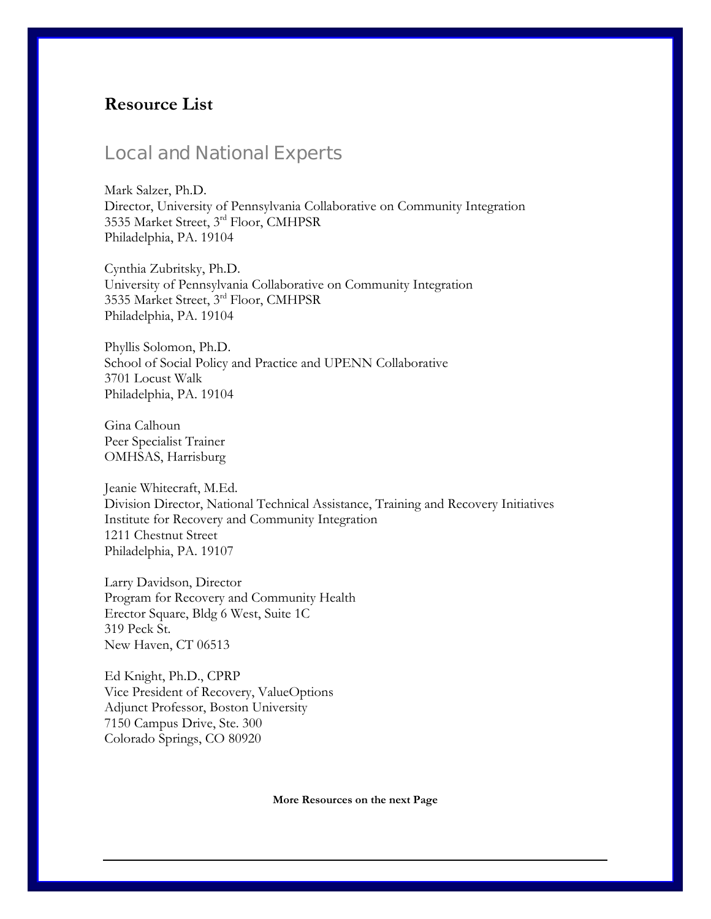## Resource List

### Local and National Experts

Mark Salzer, Ph.D.
Director, University of Pennsylvania Collaborative on Community Integration
3535 Market Street, 3rd Floor, CMHPSR
Philadelphia, PA. 19104

Cynthia Zubritsky, Ph.D.
University of Pennsylvania Collaborative on Community Integration
3535 Market Street, 3rd Floor, CMHPSR
Philadelphia, PA. 19104

Phyllis Solomon, Ph.D.
School of Social Policy and Practice and UPENN Collaborative
3701 Locust Walk
Philadelphia, PA. 19104

Gina Calhoun
Peer Specialist Trainer
OMHSAS, Harrisburg

Jeanie Whitecraft, M.Ed.
Division Director, National Technical Assistance, Training and Recovery Initiatives
Institute for Recovery and Community Integration
1211 Chestnut Street
Philadelphia, PA. 19107

Larry Davidson, Director
Program for Recovery and Community Health
Erector Square, Bldg 6 West, Suite 1C
319 Peck St.
New Haven, CT 06513

Ed Knight, Ph.D., CPRP
Vice President of Recovery, ValueOptions
Adjunct Professor, Boston University
7150 Campus Drive, Ste. 300
Colorado Springs, CO 80920

**More Resources on the next Page**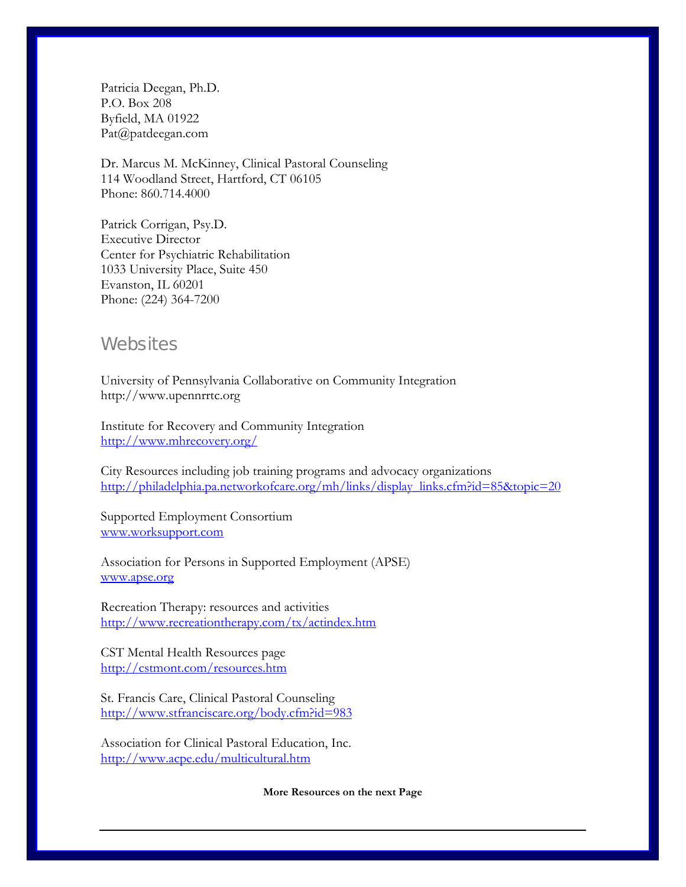Patricia Deegan, Ph.D.
P.O. Box 208
Byfield, MA 01922
Pat@patdeegan.com

Dr. Marcus M. McKinney, Clinical Pastoral Counseling
114 Woodland Street, Hartford, CT 06105
Phone: 860.714.4000

Patrick Corrigan, Psy.D.
Executive Director
Center for Psychiatric Rehabilitation
1033 University Place, Suite 450
Evanston, IL 60201
Phone: (224) 364-7200

## Websites

University of Pennsylvania Collaborative on Community Integration
http://www.upennrrtc.org

Institute for Recovery and Community Integration
http://www.mhrecovery.org/

City Resources including job training programs and advocacy organizations
http://philadelphia.pa.networkofcare.org/mh/links/display_links.cfm?id=85&topic=20

Supported Employment Consortium
www.worksupport.com

Association for Persons in Supported Employment (APSE)
www.apse.org

Recreation Therapy: resources and activities
http://www.recreationtherapy.com/tx/actindex.htm

CST Mental Health Resources page
http://cstmont.com/resources.htm

St. Francis Care, Clinical Pastoral Counseling
http://www.stfranciscare.org/body.cfm?id=983

Association for Clinical Pastoral Education, Inc.
http://www.acpe.edu/multicultural.htm

**More Resources on the next Page**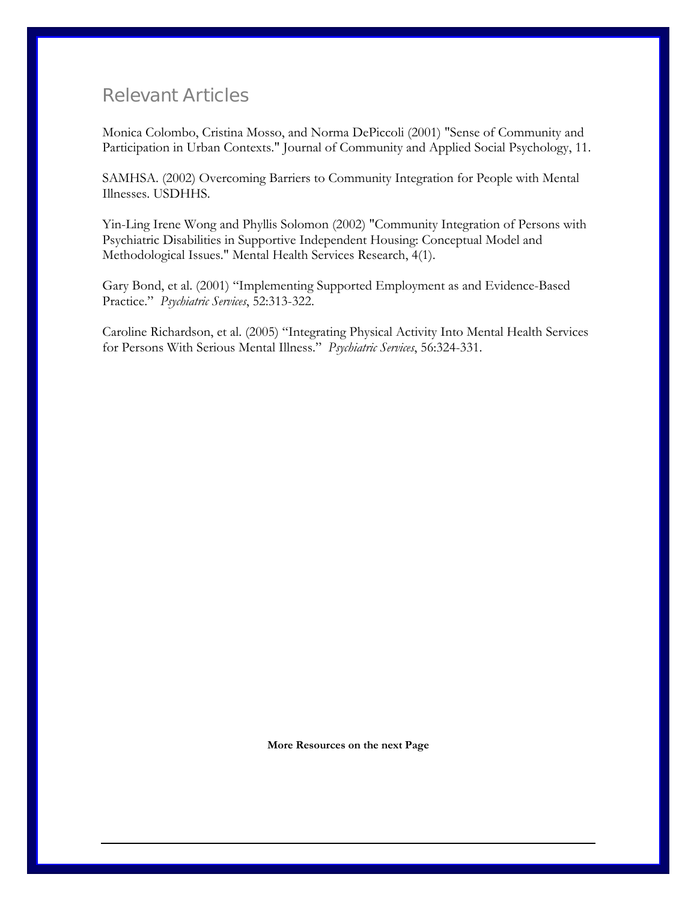## Relevant Articles

Monica Colombo, Cristina Mosso, and Norma DePiccoli (2001) "Sense of Community and Participation in Urban Contexts." Journal of Community and Applied Social Psychology, 11.

SAMHSA. (2002) Overcoming Barriers to Community Integration for People with Mental Illnesses. USDHHS.

Yin-Ling Irene Wong and Phyllis Solomon (2002) "Community Integration of Persons with Psychiatric Disabilities in Supportive Independent Housing: Conceptual Model and Methodological Issues." Mental Health Services Research, 4(1).

Gary Bond, et al. (2001) "Implementing Supported Employment as and Evidence-Based Practice." *Psychiatric Services*, 52:313-322.

Caroline Richardson, et al. (2005) "Integrating Physical Activity Into Mental Health Services for Persons With Serious Mental Illness." *Psychiatric Services*, 56:324-331.

**More Resources on the next Page**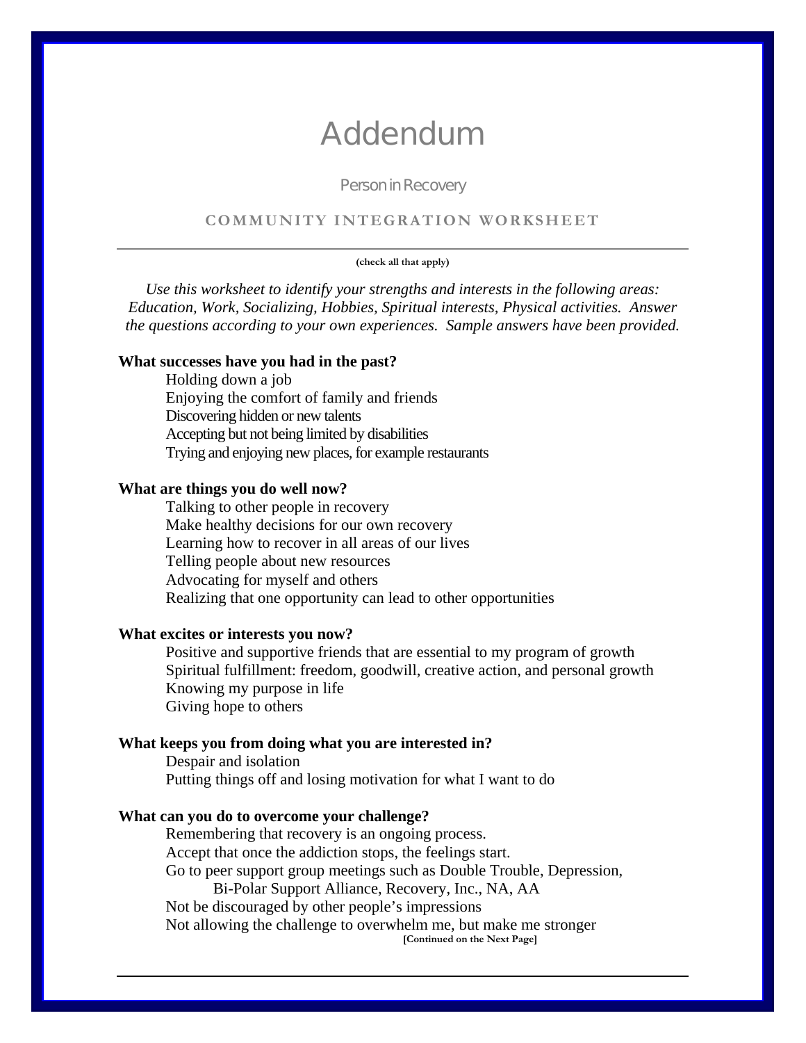# Addendum

Person in Recovery

## COMMUNITY INTEGRATION WORKSHEET

**(check all that apply)**

*Use this worksheet to identify your strengths and interests in the following areas: Education, Work, Socializing, Hobbies, Spiritual interests, Physical activities. Answer the questions according to your own experiences. Sample answers have been provided.*

**What successes have you had in the past?**

- Holding down a job
- Enjoying the comfort of family and friends
- Discovering hidden or new talents
- Accepting but not being limited by disabilities
- Trying and enjoying new places, for example restaurants

**What are things you do well now?**

- Talking to other people in recovery
- Make healthy decisions for our own recovery
- Learning how to recover in all areas of our lives
- Telling people about new resources
- Advocating for myself and others
- Realizing that one opportunity can lead to other opportunities

**What excites or interests you now?**

- Positive and supportive friends that are essential to my program of growth
- Spiritual fulfillment: freedom, goodwill, creative action, and personal growth
- Knowing my purpose in life
- Giving hope to others

**What keeps you from doing what you are interested in?**

- Despair and isolation
- Putting things off and losing motivation for what I want to do

**What can you do to overcome your challenge?**

- Remembering that recovery is an ongoing process.
- Accept that once the addiction stops, the feelings start.
- Go to peer support group meetings such as Double Trouble, Depression, Bi-Polar Support Alliance, Recovery, Inc., NA, AA
- Not be discouraged by other people's impressions
- Not allowing the challenge to overwhelm me, but make me stronger

**[Continued on the Next Page]**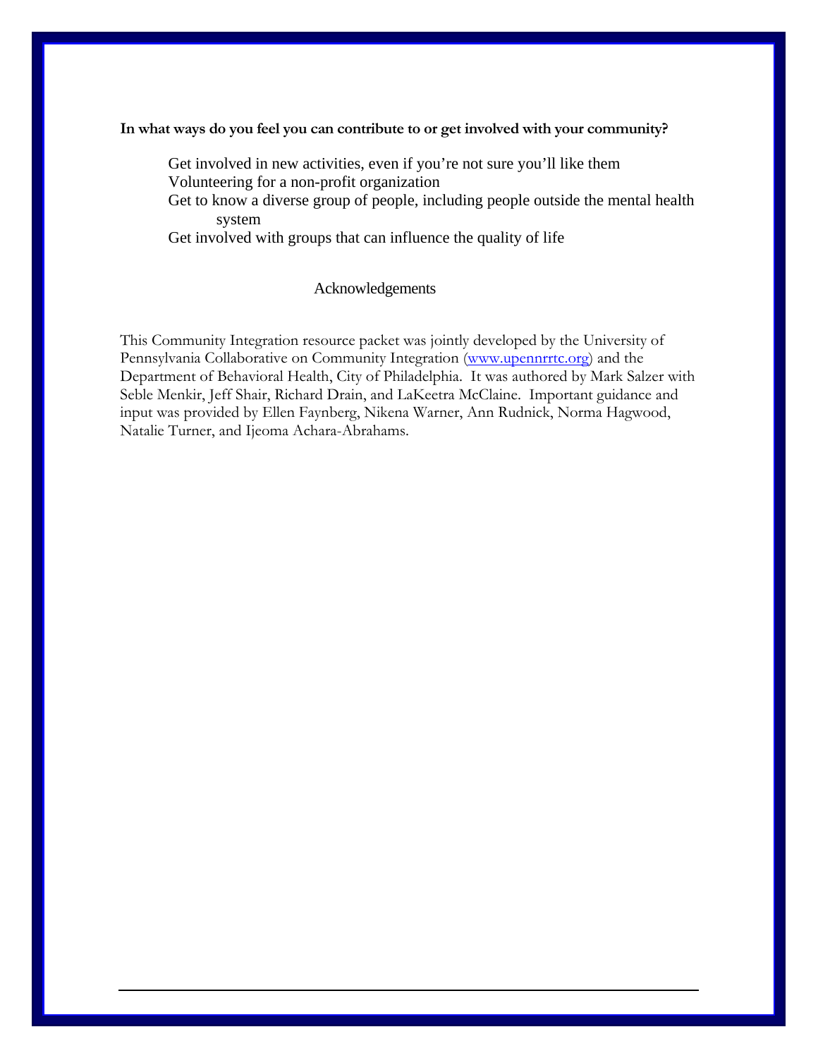**In what ways do you feel you can contribute to or get involved with your community?**

- Get involved in new activities, even if you're not sure you'll like them
- Volunteering for a non-profit organization
- Get to know a diverse group of people, including people outside the mental health system
- Get involved with groups that can influence the quality of life

## Acknowledgements

This Community Integration resource packet was jointly developed by the University of Pennsylvania Collaborative on Community Integration (www.upennrrtc.org) and the Department of Behavioral Health, City of Philadelphia. It was authored by Mark Salzer with Seble Menkir, Jeff Shair, Richard Drain, and LaKeetra McClaine. Important guidance and input was provided by Ellen Faynberg, Nikena Warner, Ann Rudnick, Norma Hagwood, Natalie Turner, and Ijeoma Achara-Abrahams.